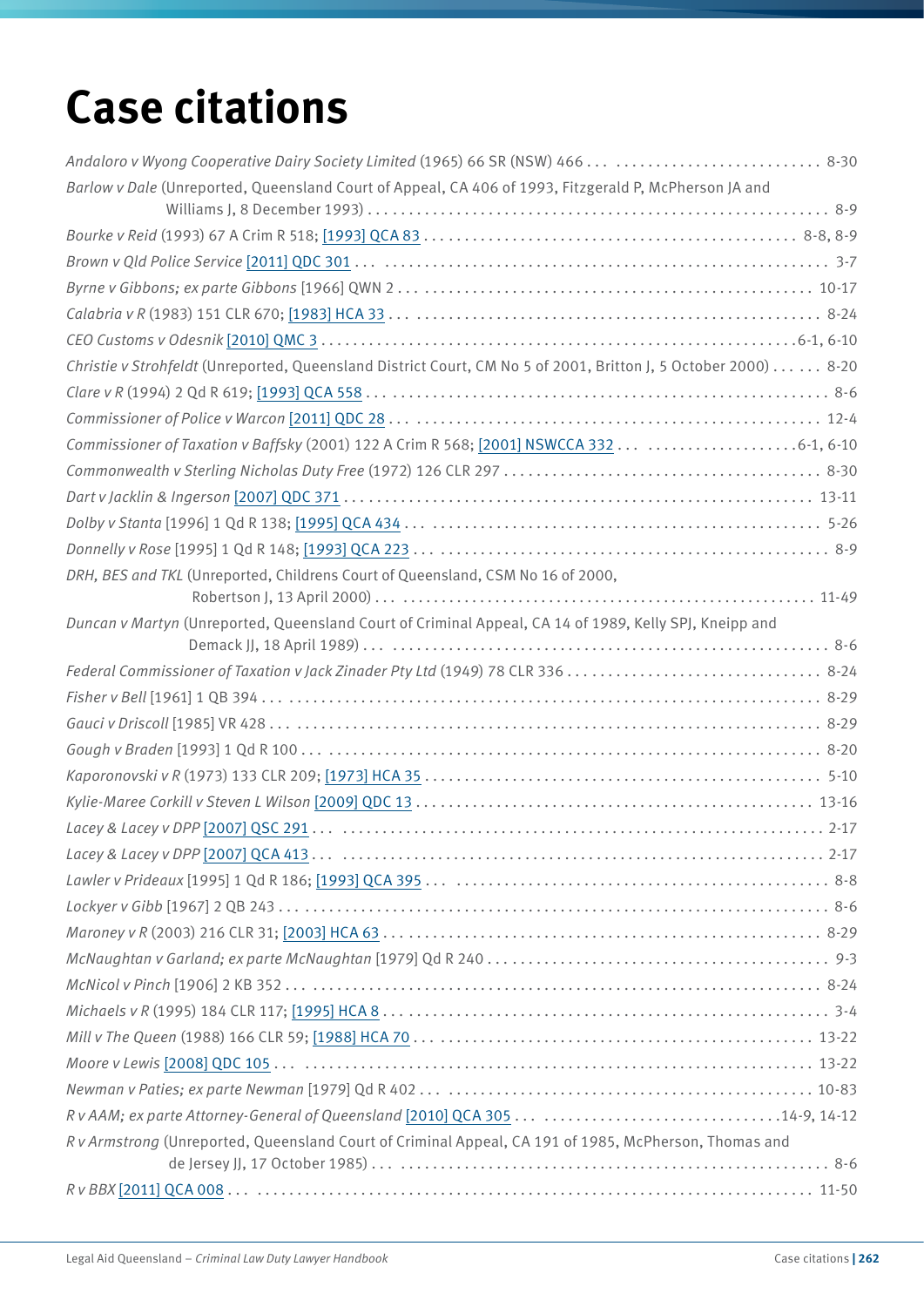# Case citations

*Andaloro v Wyong Cooperative Dairy Society Limited* (1965) 66 SR (NSW) 466 . . . . . . . . . . . . . . . . . . . . . . . . . . . . . 8-30

*Barlow v Dale* (Unreported, Queensland Court of Appeal, CA 406 of 1993, Fitzgerald P, McPherson JA and Williams J, 8 December 1993) . . . . . . . . . . . . . . . . . . . . . . . . . . . . . 8-9

*Bourke v Reid* (1993) 67 A Crim R 518; [1993] QCA 83 . . . . . . . . . . . . . . . . . . . . . . . . . . . . . 8-8, 8-9

*Brown v Qld Police Service* [2011] QDC 301 . . . . . . . . . . . . . . . . . . . . . . . . . . . . . 3-7

*Byrne v Gibbons; ex parte Gibbons* [1966] QWN 2 . . . . . . . . . . . . . . . . . . . . . . . . . . . . . 10-17

*Calabria v R* (1983) 151 CLR 670; [1983] HCA 33 . . . . . . . . . . . . . . . . . . . . . . . . . . . . . 8-24

*CEO Customs v Odesnik* [2010] QMC 3 . . . . . . . . . . . . . . . . . . . . . . . . . . . . . 6-1, 6-10

*Christie v Strohfeldt* (Unreported, Queensland District Court, CM No 5 of 2001, Britton J, 5 October 2000) . . . . . . 8-20

*Clare v R* (1994) 2 Qd R 619; [1993] QCA 558 . . . . . . . . . . . . . . . . . . . . . . . . . . . . . 8-6

*Commissioner of Police v Warcon* [2011] QDC 28 . . . . . . . . . . . . . . . . . . . . . . . . . . . . . 12-4

*Commissioner of Taxation v Baffsky* (2001) 122 A Crim R 568; [2001] NSWCCA 332 . . . . . . . . . . . . . . . . . . . . . . 6-1, 6-10

*Commonwealth v Sterling Nicholas Duty Free* (1972) 126 CLR 297 . . . . . . . . . . . . . . . . . . . . . . . . . . . . . 8-30

*Dart v Jacklin & Ingerson* [2007] QDC 371 . . . . . . . . . . . . . . . . . . . . . . . . . . . . . 13-11

*Dolby v Stanta* [1996] 1 Qd R 138; [1995] QCA 434 . . . . . . . . . . . . . . . . . . . . . . . . . . . . . 5-26

*Donnelly v Rose* [1995] 1 Qd R 148; [1993] QCA 223 . . . . . . . . . . . . . . . . . . . . . . . . . . . . . 8-9

*DRH, BES and TKL* (Unreported, Childrens Court of Queensland, CSM No 16 of 2000, Robertson J, 13 April 2000) . . . . . . . . . . . . . . . . . . . . . . . . . . . . . 11-49

*Duncan v Martyn* (Unreported, Queensland Court of Criminal Appeal, CA 14 of 1989, Kelly SPJ, Kneipp and Demack JJ, 18 April 1989) . . . . . . . . . . . . . . . . . . . . . . . . . . . . . 8-6

*Federal Commissioner of Taxation v Jack Zinader Pty Ltd* (1949) 78 CLR 336 . . . . . . . . . . . . . . . . . . . . . . . . . . . . . 8-24

*Fisher v Bell* [1961] 1 QB 394 . . . . . . . . . . . . . . . . . . . . . . . . . . . . . 8-29

*Gauci v Driscoll* [1985] VR 428 . . . . . . . . . . . . . . . . . . . . . . . . . . . . . 8-29

*Gough v Braden* [1993] 1 Qd R 100 . . . . . . . . . . . . . . . . . . . . . . . . . . . . . 8-20

*Kaporonovski v R* (1973) 133 CLR 209; [1973] HCA 35 . . . . . . . . . . . . . . . . . . . . . . . . . . . . . 5-10

*Kylie-Maree Corkill v Steven L Wilson* [2009] QDC 13 . . . . . . . . . . . . . . . . . . . . . . . . . . . . . 13-16

*Lacey & Lacey v DPP* [2007] QSC 291 . . . . . . . . . . . . . . . . . . . . . . . . . . . . . 2-17

*Lacey & Lacey v DPP* [2007] QCA 413 . . . . . . . . . . . . . . . . . . . . . . . . . . . . . 2-17

*Lawler v Prideaux* [1995] 1 Qd R 186; [1993] QCA 395 . . . . . . . . . . . . . . . . . . . . . . . . . . . . . 8-8

*Lockyer v Gibb* [1967] 2 QB 243 . . . . . . . . . . . . . . . . . . . . . . . . . . . . . 8-6

*Maroney v R* (2003) 216 CLR 31; [2003] HCA 63 . . . . . . . . . . . . . . . . . . . . . . . . . . . . . 8-29

*McNaughtan v Garland; ex parte McNaughtan* [1979] Qd R 240 . . . . . . . . . . . . . . . . . . . . . . . . . . . . . 9-3

*McNicol v Pinch* [1906] 2 KB 352 . . . . . . . . . . . . . . . . . . . . . . . . . . . . . 8-24

*Michaels v R* (1995) 184 CLR 117; [1995] HCA 8 . . . . . . . . . . . . . . . . . . . . . . . . . . . . . 3-4

*Mill v The Queen* (1988) 166 CLR 59; [1988] HCA 70 . . . . . . . . . . . . . . . . . . . . . . . . . . . . . 13-22

*Moore v Lewis* [2008] QDC 105 . . . . . . . . . . . . . . . . . . . . . . . . . . . . . 13-22

*Newman v Paties; ex parte Newman* [1979] Qd R 402 . . . . . . . . . . . . . . . . . . . . . . . . . . . . . 10-83

*R v AAM; ex parte Attorney-General of Queensland* [2010] QCA 305 . . . . . . . . . . . . . . . . . . . . . . . . . . . . . 14-9, 14-12

*R v Armstrong* (Unreported, Queensland Court of Criminal Appeal, CA 191 of 1985, McPherson, Thomas and de Jersey JJ, 17 October 1985) . . . . . . . . . . . . . . . . . . . . . . . . . . . . . 8-6

*R v BBX* [2011] QCA 008 . . . . . . . . . . . . . . . . . . . . . . . . . . . . . 11-50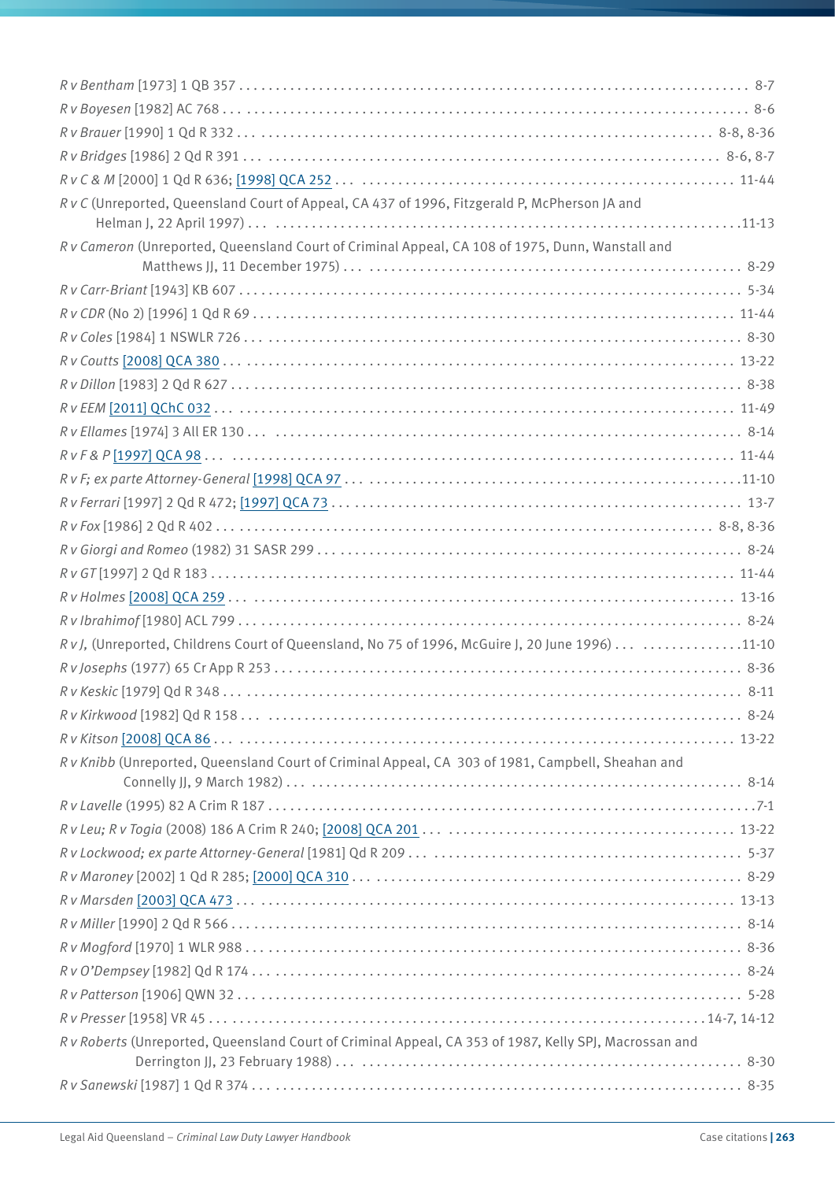*R v Bentham* [1973] 1 QB 357 . . . . . . . . . . . . . . . . . . . . . . . . . . . . . . . . . . . . . . . . . . . . . . . . . . . . . . . . . 8-7

*R v Boyesen* [1982] AC 768 . . . . . . . . . . . . . . . . . . . . . . . . . . . . . . . . . . . . . . . . . . . . . . . . . . . . . . . . . 8-6

*R v Brauer* [1990] 1 Qd R 332 . . . . . . . . . . . . . . . . . . . . . . . . . . . . . . . . . . . . . . . . . . . . . . . . . . . . 8-8, 8-36

*R v Bridges* [1986] 2 Qd R 391 . . . . . . . . . . . . . . . . . . . . . . . . . . . . . . . . . . . . . . . . . . . . . . . . . . . 8-6, 8-7

*R v C & M* [2000] 1 Qd R 636; [1998] QCA 252 . . . . . . . . . . . . . . . . . . . . . . . . . . . . . . . . . . . . . . . . 11-44

*R v C* (Unreported, Queensland Court of Appeal, CA 437 of 1996, Fitzgerald P, McPherson JA and Helman J, 22 April 1997) . . . . . . . . . . . . . . . . . . . . . . . . . . . . . . . . . . . . . . . . . . . . . . . . . . . . 11-13

*R v Cameron* (Unreported, Queensland Court of Criminal Appeal, CA 108 of 1975, Dunn, Wanstall and Matthews JJ, 11 December 1975) . . . . . . . . . . . . . . . . . . . . . . . . . . . . . . . . . . . . . . . . . 8-29

*R v Carr-Briant* [1943] KB 607 . . . . . . . . . . . . . . . . . . . . . . . . . . . . . . . . . . . . . . . . . . . . . . . . . . . . . 5-34

*R v CDR* (No 2) [1996] 1 Qd R 69 . . . . . . . . . . . . . . . . . . . . . . . . . . . . . . . . . . . . . . . . . . . . . . . . . . 11-44

*R v Coles* [1984] 1 NSWLR 726 . . . . . . . . . . . . . . . . . . . . . . . . . . . . . . . . . . . . . . . . . . . . . . . . . . . . 8-30

*R v Coutts* [2008] QCA 380 . . . . . . . . . . . . . . . . . . . . . . . . . . . . . . . . . . . . . . . . . . . . . . . . . . . . . . . 13-22

*R v Dillon* [1983] 2 Qd R 627 . . . . . . . . . . . . . . . . . . . . . . . . . . . . . . . . . . . . . . . . . . . . . . . . . . . . . . 8-38

*R v EEM* [2011] QChC 032 . . . . . . . . . . . . . . . . . . . . . . . . . . . . . . . . . . . . . . . . . . . . . . . . . . . . . . . 11-49

*R v Ellames* [1974] 3 All ER 130 . . . . . . . . . . . . . . . . . . . . . . . . . . . . . . . . . . . . . . . . . . . . . . . . . . . . 8-14

*R v F & P* [1997] QCA 98 . . . . . . . . . . . . . . . . . . . . . . . . . . . . . . . . . . . . . . . . . . . . . . . . . . . . . . . . 11-44

*R v F; ex parte Attorney-General* [1998] QCA 97 . . . . . . . . . . . . . . . . . . . . . . . . . . . . . . . . . . . . . . . . 11-10

*R v Ferrari* [1997] 2 Qd R 472; [1997] QCA 73 . . . . . . . . . . . . . . . . . . . . . . . . . . . . . . . . . . . . . . . . . 13-7

*R v Fox* [1986] 2 Qd R 402 . . . . . . . . . . . . . . . . . . . . . . . . . . . . . . . . . . . . . . . . . . . . . . . . . . . . . 8-8, 8-36

*R v Giorgi and Romeo* (1982) 31 SASR 299 . . . . . . . . . . . . . . . . . . . . . . . . . . . . . . . . . . . . . . . . . . . 8-24

*R v GT* [1997] 2 Qd R 183 . . . . . . . . . . . . . . . . . . . . . . . . . . . . . . . . . . . . . . . . . . . . . . . . . . . . . . . . 11-44

*R v Holmes* [2008] QCA 259 . . . . . . . . . . . . . . . . . . . . . . . . . . . . . . . . . . . . . . . . . . . . . . . . . . . . . . . 13-16

*R v Ibrahimof* [1980] ACL 799 . . . . . . . . . . . . . . . . . . . . . . . . . . . . . . . . . . . . . . . . . . . . . . . . . . . . . 8-24

*R v J*, (Unreported, Childrens Court of Queensland, No 75 of 1996, McGuire J, 20 June 1996) . . . . . . . . . . . . . . . . . 11-10

*R v Josephs* (1977) 65 Cr App R 253 . . . . . . . . . . . . . . . . . . . . . . . . . . . . . . . . . . . . . . . . . . . . . . . . . 8-36

*R v Keskic* [1979] Qd R 348 . . . . . . . . . . . . . . . . . . . . . . . . . . . . . . . . . . . . . . . . . . . . . . . . . . . . . . . 8-11

*R v Kirkwood* [1982] Qd R 158 . . . . . . . . . . . . . . . . . . . . . . . . . . . . . . . . . . . . . . . . . . . . . . . . . . . . . 8-24

*R v Kitson* [2008] QCA 86 . . . . . . . . . . . . . . . . . . . . . . . . . . . . . . . . . . . . . . . . . . . . . . . . . . . . . . . . 13-22

*R v Knibb* (Unreported, Queensland Court of Criminal Appeal, CA 303 of 1981, Campbell, Sheahan and Connelly JJ, 9 March 1982) . . . . . . . . . . . . . . . . . . . . . . . . . . . . . . . . . . . . . . . . . . . . . . 8-14

*R v Lavelle* (1995) 82 A Crim R 187 . . . . . . . . . . . . . . . . . . . . . . . . . . . . . . . . . . . . . . . . . . . . . . . . . . 7-1

*R v Leu; R v Togia* (2008) 186 A Crim R 240; [2008] QCA 201 . . . . . . . . . . . . . . . . . . . . . . . . . . . . . . . 13-22

*R v Lockwood; ex parte Attorney-General* [1981] Qd R 209 . . . . . . . . . . . . . . . . . . . . . . . . . . . . . . . . . 5-37

*R v Maroney* [2002] 1 Qd R 285; [2000] QCA 310 . . . . . . . . . . . . . . . . . . . . . . . . . . . . . . . . . . . . . . . . 8-29

*R v Marsden* [2003] QCA 473 . . . . . . . . . . . . . . . . . . . . . . . . . . . . . . . . . . . . . . . . . . . . . . . . . . . . . . 13-13

*R v Miller* [1990] 2 Qd R 566 . . . . . . . . . . . . . . . . . . . . . . . . . . . . . . . . . . . . . . . . . . . . . . . . . . . . . . 8-14

*R v Mogford* [1970] 1 WLR 988 . . . . . . . . . . . . . . . . . . . . . . . . . . . . . . . . . . . . . . . . . . . . . . . . . . . . . 8-36

*R v O'Dempsey* [1982] Qd R 174 . . . . . . . . . . . . . . . . . . . . . . . . . . . . . . . . . . . . . . . . . . . . . . . . . . . . 8-24

*R v Patterson* [1906] QWN 32 . . . . . . . . . . . . . . . . . . . . . . . . . . . . . . . . . . . . . . . . . . . . . . . . . . . . . . 5-28

*R v Presser* [1958] VR 45 . . . . . . . . . . . . . . . . . . . . . . . . . . . . . . . . . . . . . . . . . . . . . . . . . . . . 14-7, 14-12

*R v Roberts* (Unreported, Queensland Court of Criminal Appeal, CA 353 of 1987, Kelly SPJ, Macrossan and Derrington JJ, 23 February 1988) . . . . . . . . . . . . . . . . . . . . . . . . . . . . . . . . . . . . . . . . . . . 8-30

*R v Sanewski* [1987] 1 Qd R 374 . . . . . . . . . . . . . . . . . . . . . . . . . . . . . . . . . . . . . . . . . . . . . . . . . . . . 8-35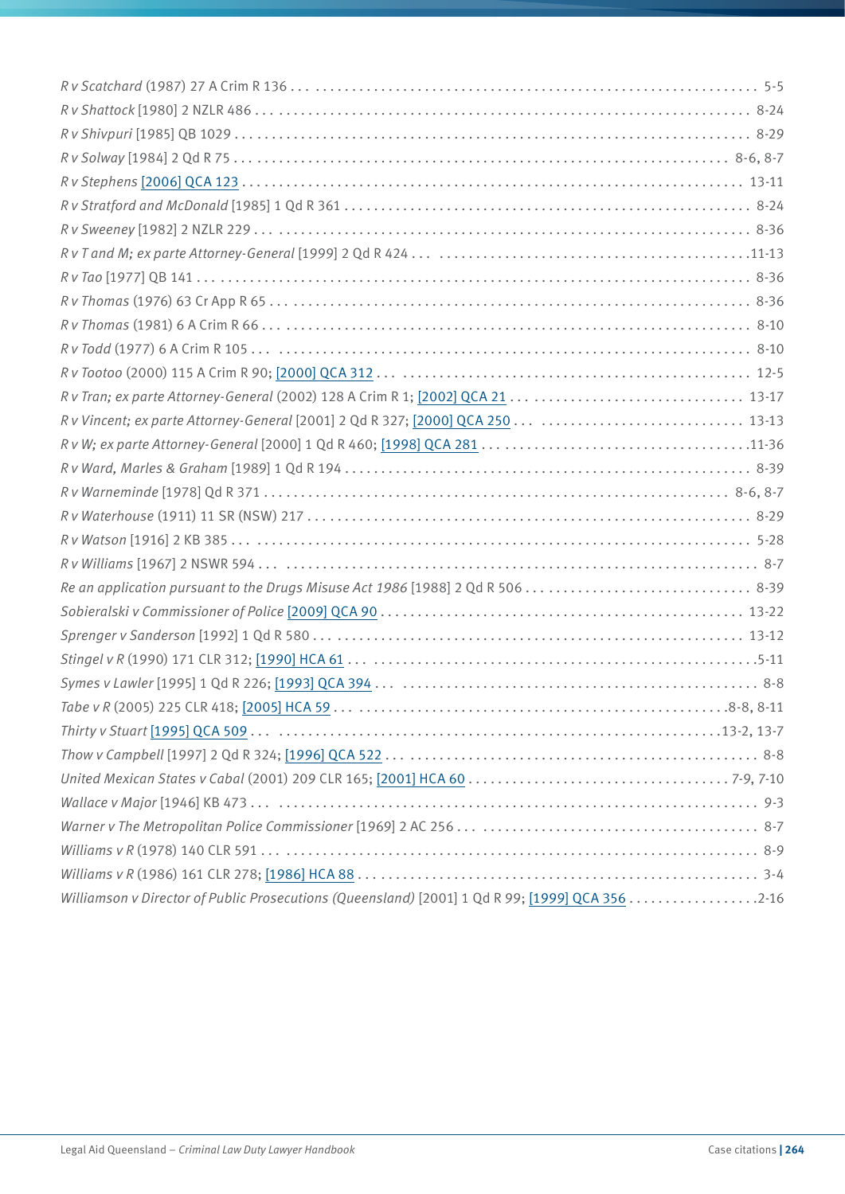*R v Scatchard* (1987) 27 A Crim R 136 . . . . . . . . . . . . . . . . . . . . . . . . . . . . . . . . . . . . . . . . . . . . . . . . . . . . . . . . . . . . . . . 5-5

*R v Shattock* [1980] 2 NZLR 486 . . . . . . . . . . . . . . . . . . . . . . . . . . . . . . . . . . . . . . . . . . . . . . . . . . . . . . . . . . . . . . . . . . 8-24

*R v Shivpuri* [1985] QB 1029 . . . . . . . . . . . . . . . . . . . . . . . . . . . . . . . . . . . . . . . . . . . . . . . . . . . . . . . . . . . . . . . . . . . . 8-29

*R v Solway* [1984] 2 Qd R 75 . . . . . . . . . . . . . . . . . . . . . . . . . . . . . . . . . . . . . . . . . . . . . . . . . . . . . . . . . . . . . . . . . 8-6, 8-7

*R v Stephens* [2006] QCA 123 . . . . . . . . . . . . . . . . . . . . . . . . . . . . . . . . . . . . . . . . . . . . . . . . . . . . . . . . . . . . . . . . . . 13-11

*R v Stratford and McDonald* [1985] 1 Qd R 361 . . . . . . . . . . . . . . . . . . . . . . . . . . . . . . . . . . . . . . . . . . . . . . . . . . . . . 8-24

*R v Sweeney* [1982] 2 NZLR 229 . . . . . . . . . . . . . . . . . . . . . . . . . . . . . . . . . . . . . . . . . . . . . . . . . . . . . . . . . . . . . . . . . 8-36

*R v T and M; ex parte Attorney-General* [1999] 2 Qd R 424 . . . . . . . . . . . . . . . . . . . . . . . . . . . . . . . . . . . . . . . . . .11-13

*R v Tao* [1977] QB 141 . . . . . . . . . . . . . . . . . . . . . . . . . . . . . . . . . . . . . . . . . . . . . . . . . . . . . . . . . . . . . . . . . . . . . . . . 8-36

*R v Thomas* (1976) 63 Cr App R 65 . . . . . . . . . . . . . . . . . . . . . . . . . . . . . . . . . . . . . . . . . . . . . . . . . . . . . . . . . . . . . . . 8-36

*R v Thomas* (1981) 6 A Crim R 66 . . . . . . . . . . . . . . . . . . . . . . . . . . . . . . . . . . . . . . . . . . . . . . . . . . . . . . . . . . . . . . . . 8-10

*R v Todd* (1977) 6 A Crim R 105 . . . . . . . . . . . . . . . . . . . . . . . . . . . . . . . . . . . . . . . . . . . . . . . . . . . . . . . . . . . . . . . . . 8-10

*R v Tootoo* (2000) 115 A Crim R 90; [2000] QCA 312 . . . . . . . . . . . . . . . . . . . . . . . . . . . . . . . . . . . . . . . . . . . . . . . . 12-5

*R v Tran; ex parte Attorney-General* (2002) 128 A Crim R 1; [2002] QCA 21 . . . . . . . . . . . . . . . . . . . . . . . . . . . . . . 13-17

*R v Vincent; ex parte Attorney-General* [2001] 2 Qd R 327; [2000] QCA 250 . . . . . . . . . . . . . . . . . . . . . . . . . . . . 13-13

*R v W; ex parte Attorney-General* [2000] 1 Qd R 460; [1998] QCA 281 . . . . . . . . . . . . . . . . . . . . . . . . . . . . . . . . . . .11-36

*R v Ward, Marles & Graham* [1989] 1 Qd R 194 . . . . . . . . . . . . . . . . . . . . . . . . . . . . . . . . . . . . . . . . . . . . . . . . . . . . 8-39

*R v Warneminde* [1978] Qd R 371 . . . . . . . . . . . . . . . . . . . . . . . . . . . . . . . . . . . . . . . . . . . . . . . . . . . . . . . . . . . . . . 8-6, 8-7

*R v Waterhouse* (1911) 11 SR (NSW) 217 . . . . . . . . . . . . . . . . . . . . . . . . . . . . . . . . . . . . . . . . . . . . . . . . . . . . . . . . . . . 8-29

*R v Watson* [1916] 2 KB 385 . . . . . . . . . . . . . . . . . . . . . . . . . . . . . . . . . . . . . . . . . . . . . . . . . . . . . . . . . . . . . . . . . . . . . 5-28

*R v Williams* [1967] 2 NSWR 594 . . . . . . . . . . . . . . . . . . . . . . . . . . . . . . . . . . . . . . . . . . . . . . . . . . . . . . . . . . . . . . . . . . 8-7

*Re an application pursuant to the Drugs Misuse Act 1986* [1988] 2 Qd R 506 . . . . . . . . . . . . . . . . . . . . . . . . . . . . . 8-39

*Sobieralski v Commissioner of Police* [2009] QCA 90 . . . . . . . . . . . . . . . . . . . . . . . . . . . . . . . . . . . . . . . . . . . . . . . . 13-22

*Sprenger v Sanderson* [1992] 1 Qd R 580 . . . . . . . . . . . . . . . . . . . . . . . . . . . . . . . . . . . . . . . . . . . . . . . . . . . . . . . . . . 13-12

*Stingel v R* (1990) 171 CLR 312; [1990] HCA 61 . . . . . . . . . . . . . . . . . . . . . . . . . . . . . . . . . . . . . . . . . . . . . . . . . . . . .5-11

*Symes v Lawler* [1995] 1 Qd R 226; [1993] QCA 394 . . . . . . . . . . . . . . . . . . . . . . . . . . . . . . . . . . . . . . . . . . . . . . . . . 8-8

*Tabe v R* (2005) 225 CLR 418; [2005] HCA 59 . . . . . . . . . . . . . . . . . . . . . . . . . . . . . . . . . . . . . . . . . . . . . . . . . . . .8-8, 8-11

*Thirty v Stuart* [1995] QCA 509 . . . . . . . . . . . . . . . . . . . . . . . . . . . . . . . . . . . . . . . . . . . . . . . . . . . . . . . . . . . . . . .13-2, 13-7

*Thow v Campbell* [1997] 2 Qd R 324; [1996] QCA 522 . . . . . . . . . . . . . . . . . . . . . . . . . . . . . . . . . . . . . . . . . . . . . . . . . 8-8

*United Mexican States v Cabal* (2001) 209 CLR 165; [2001] HCA 60 . . . . . . . . . . . . . . . . . . . . . . . . . . . . . . . . . . . 7-9, 7-10

*Wallace v Major* [1946] KB 473 . . . . . . . . . . . . . . . . . . . . . . . . . . . . . . . . . . . . . . . . . . . . . . . . . . . . . . . . . . . . . . . . . . . 9-3

*Warner v The Metropolitan Police Commissioner* [1969] 2 AC 256 . . . . . . . . . . . . . . . . . . . . . . . . . . . . . . . . . . . . . . 8-7

*Williams v R* (1978) 140 CLR 591 . . . . . . . . . . . . . . . . . . . . . . . . . . . . . . . . . . . . . . . . . . . . . . . . . . . . . . . . . . . . . . . . . 8-9

*Williams v R* (1986) 161 CLR 278; [1986] HCA 88 . . . . . . . . . . . . . . . . . . . . . . . . . . . . . . . . . . . . . . . . . . . . . . . . . . . . 3-4

*Williamson v Director of Public Prosecutions (Queensland)* [2001] 1 Qd R 99; [1999] QCA 356 . . . . . . . . . . . . . . . . . .2-16